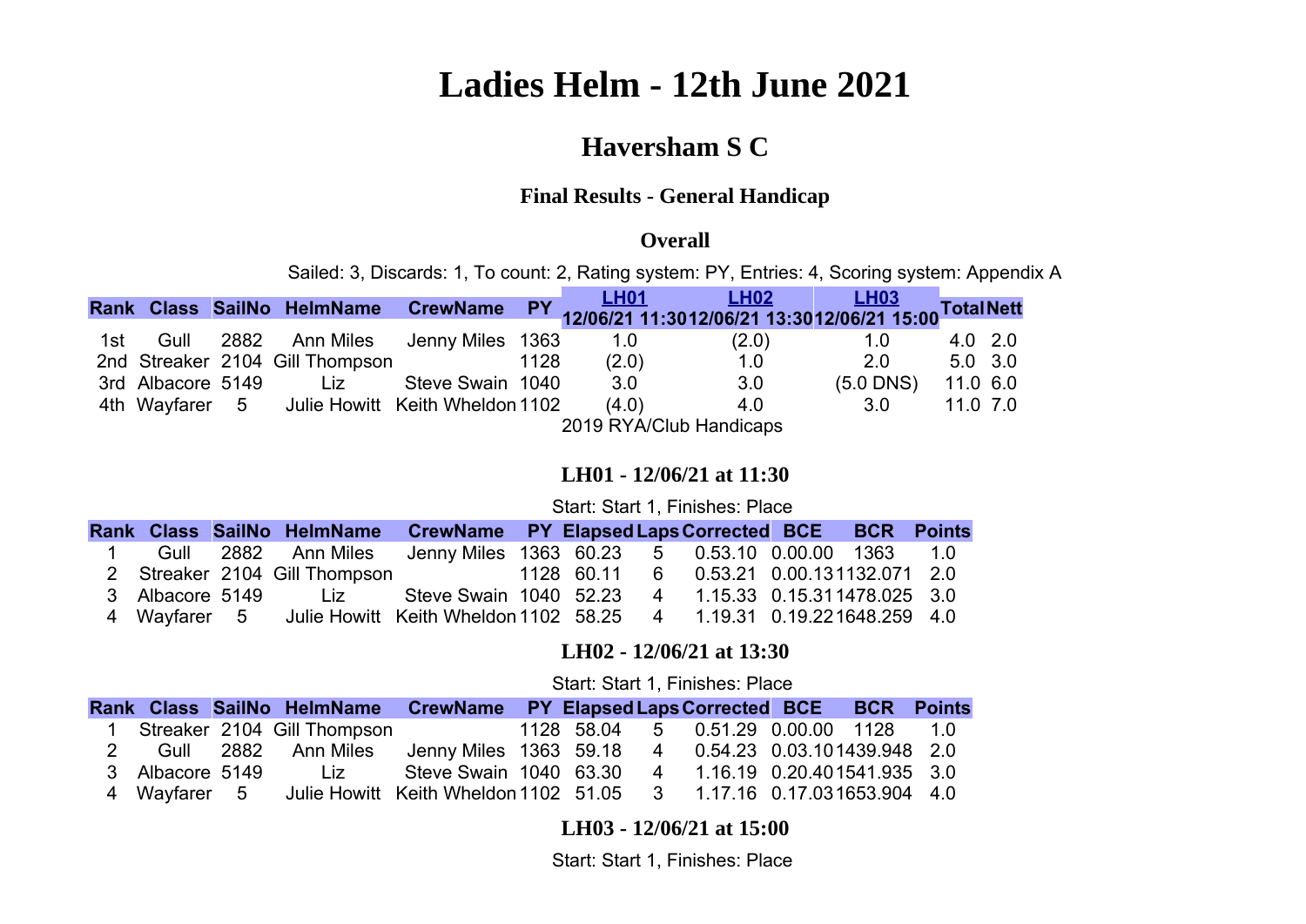# Ladies Helm - 12th June 2021

## Haversham S C

### Final Results - General Handicap

### Overall

Sailed: 3, Discards: 1, To count: 2, Rating system: PY, Entries: 4, Scoring system: Appendix A

| Rank | Class | SailNo | HelmName | CrewName | PY | LH01 12/06/21 11:30 | LH02 12/06/21 13:30 | LH03 12/06/21 15:00 | Total | Nett |
|---|---|---|---|---|---|---|---|---|---|---|
| 1st | Gull | 2882 | Ann Miles | Jenny Miles | 1363 | 1.0 | (2.0) | 1.0 | 4.0 | 2.0 |
| 2nd | Streaker | 2104 | Gill Thompson | | 1128 | (2.0) | 1.0 | 2.0 | 5.0 | 3.0 |
| 3rd | Albacore | 5149 | Liz | Steve Swain | 1040 | 3.0 | 3.0 | (5.0 DNS) | 11.0 | 6.0 |
| 4th | Wayfarer | 5 | Julie Howitt | Keith Wheldon | 1102 | (4.0) | 4.0 | 3.0 | 11.0 | 7.0 |

2019 RYA/Club Handicaps

### LH01 - 12/06/21 at 11:30

Start: Start 1, Finishes: Place

| Rank | Class | SailNo | HelmName | CrewName | PY | Elapsed | Laps | Corrected | BCE | BCR | Points |
|---|---|---|---|---|---|---|---|---|---|---|---|
| 1 | Gull | 2882 | Ann Miles | Jenny Miles | 1363 | 60.23 | 5 | 0.53.10 | 0.00.00 | 1363 | 1.0 |
| 2 | Streaker | 2104 | Gill Thompson | | 1128 | 60.11 | 6 | 0.53.21 | 0.00.13 | 1132.071 | 2.0 |
| 3 | Albacore | 5149 | Liz | Steve Swain | 1040 | 52.23 | 4 | 1.15.33 | 0.15.31 | 1478.025 | 3.0 |
| 4 | Wayfarer | 5 | Julie Howitt | Keith Wheldon | 1102 | 58.25 | 4 | 1.19.31 | 0.19.22 | 1648.259 | 4.0 |

### LH02 - 12/06/21 at 13:30

Start: Start 1, Finishes: Place

| Rank | Class | SailNo | HelmName | CrewName | PY | Elapsed | Laps | Corrected | BCE | BCR | Points |
|---|---|---|---|---|---|---|---|---|---|---|---|
| 1 | Streaker | 2104 | Gill Thompson | | 1128 | 58.04 | 5 | 0.51.29 | 0.00.00 | 1128 | 1.0 |
| 2 | Gull | 2882 | Ann Miles | Jenny Miles | 1363 | 59.18 | 4 | 0.54.23 | 0.03.10 | 1439.948 | 2.0 |
| 3 | Albacore | 5149 | Liz | Steve Swain | 1040 | 63.30 | 4 | 1.16.19 | 0.20.40 | 1541.935 | 3.0 |
| 4 | Wayfarer | 5 | Julie Howitt | Keith Wheldon | 1102 | 51.05 | 3 | 1.17.16 | 0.17.03 | 1653.904 | 4.0 |

### LH03 - 12/06/21 at 15:00

Start: Start 1, Finishes: Place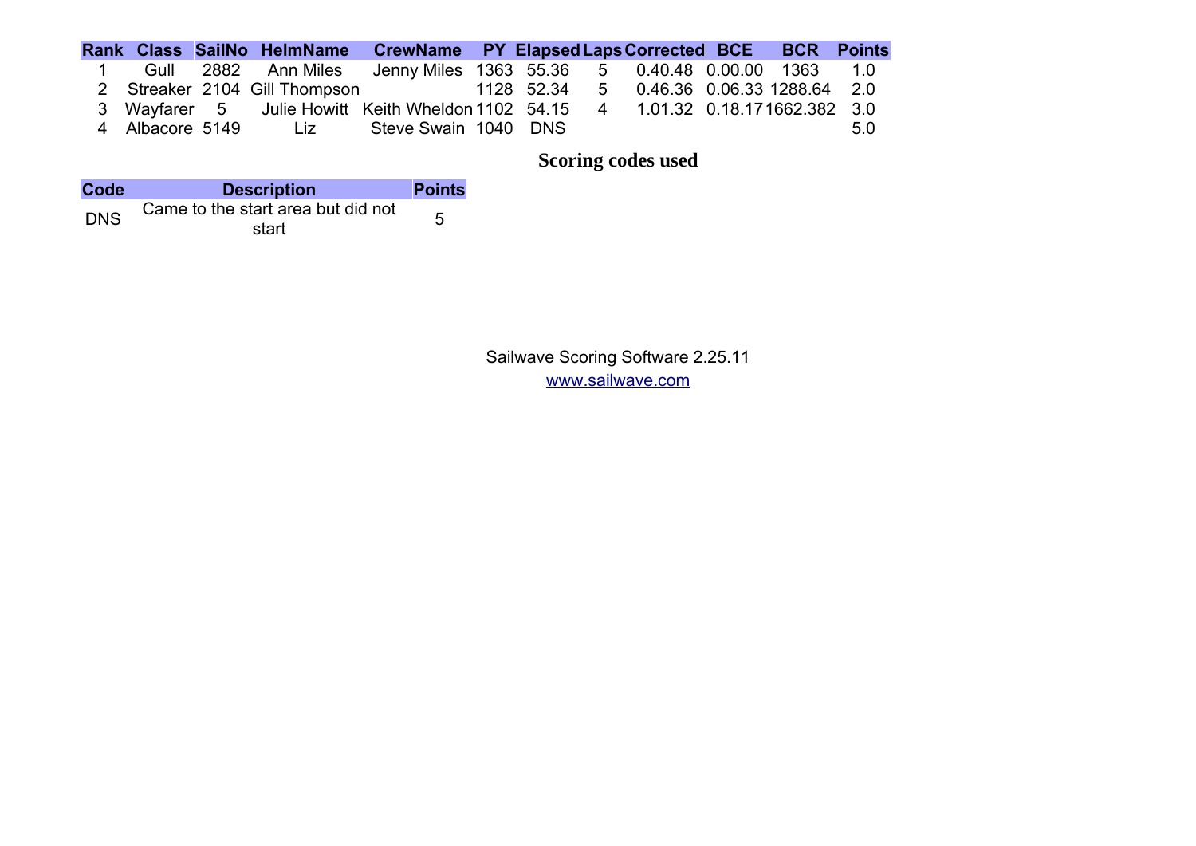| Rank | Class | SailNo | HelmName | CrewName | PY | Elapsed | Laps | Corrected | BCE | BCR | Points |
|---|---|---|---|---|---|---|---|---|---|---|---|
| 1 | Gull | 2882 | Ann Miles | Jenny Miles | 1363 | 55.36 | 5 | 0.40.48 | 0.00.00 | 1363 | 1.0 |
| 2 | Streaker | 2104 | Gill Thompson | | 1128 | 52.34 | 5 | 0.46.36 | 0.06.33 | 1288.64 | 2.0 |
| 3 | Wayfarer | 5 | Julie Howitt | Keith Wheldon | 1102 | 54.15 | 4 | 1.01.32 | 0.18.17 | 1662.382 | 3.0 |
| 4 | Albacore | 5149 | Liz | Steve Swain | 1040 | DNS | | | | | 5.0 |

**Scoring codes used**

| Code | Description | Points |
|---|---|---|
| DNS | Came to the start area but did not start | 5 |

Sailwave Scoring Software 2.25.11

www.sailwave.com